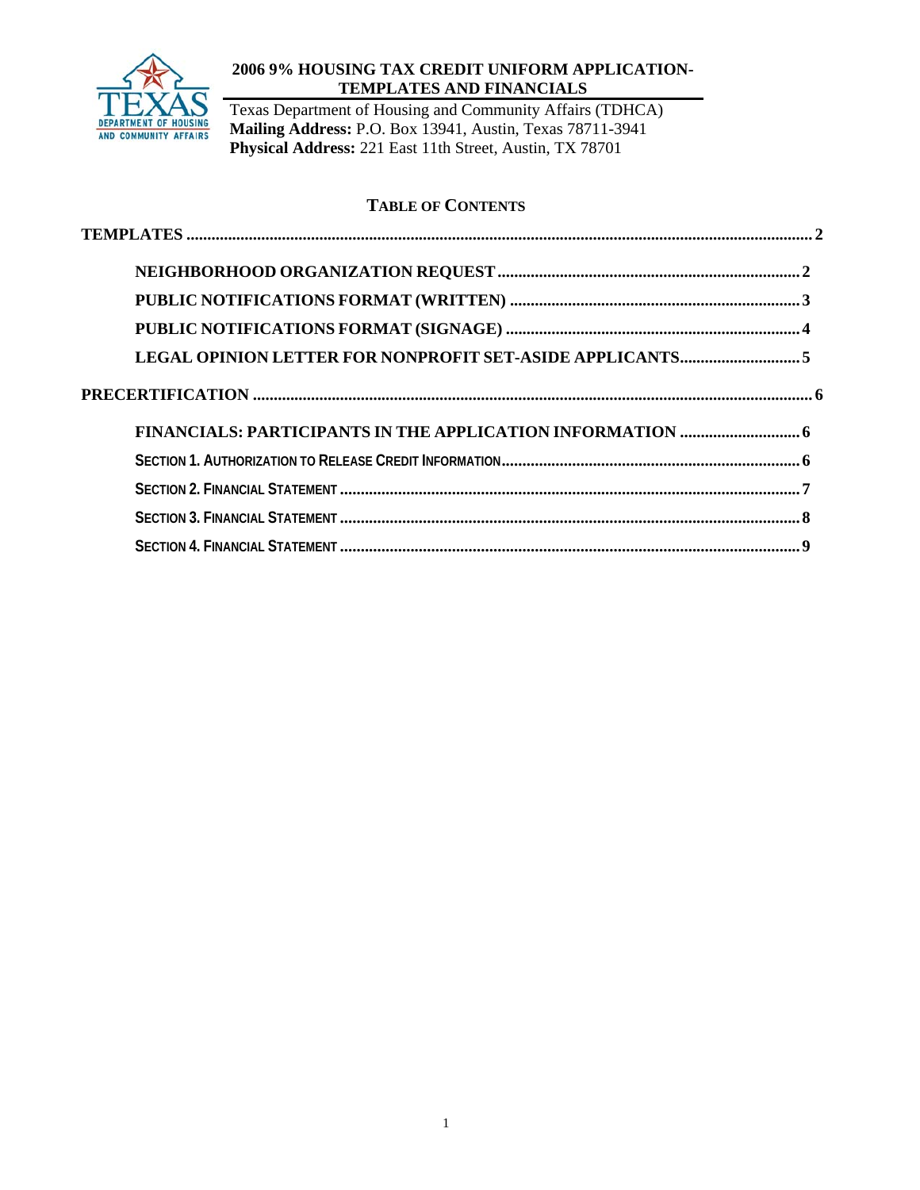# 2006 9% HOUSING TAX CREDIT UNIFORM APPLICATION-TEMPLATES AND FINANCIALS

Texas Department of Housing and Community Affairs (TDHCA)
**Mailing Address:** P.O. Box 13941, Austin, Texas 78711-3941
**Physical Address:** 221 East 11th Street, Austin, TX 78701

## TABLE OF CONTENTS

**TEMPLATES** ..... 2

- **NEIGHBORHOOD ORGANIZATION REQUEST** ..... 2
- **PUBLIC NOTIFICATIONS FORMAT (WRITTEN)** ..... 3
- **PUBLIC NOTIFICATIONS FORMAT (SIGNAGE)** ..... 4
- **LEGAL OPINION LETTER FOR NONPROFIT SET-ASIDE APPLICANTS** ..... 5

**PRECERTIFICATION** ..... 6

- **FINANCIALS: PARTICIPANTS IN THE APPLICATION INFORMATION** ..... 6
- **SECTION 1. AUTHORIZATION TO RELEASE CREDIT INFORMATION** ..... 6
- **SECTION 2. FINANCIAL STATEMENT** ..... 7
- **SECTION 3. FINANCIAL STATEMENT** ..... 8
- **SECTION 4. FINANCIAL STATEMENT** ..... 9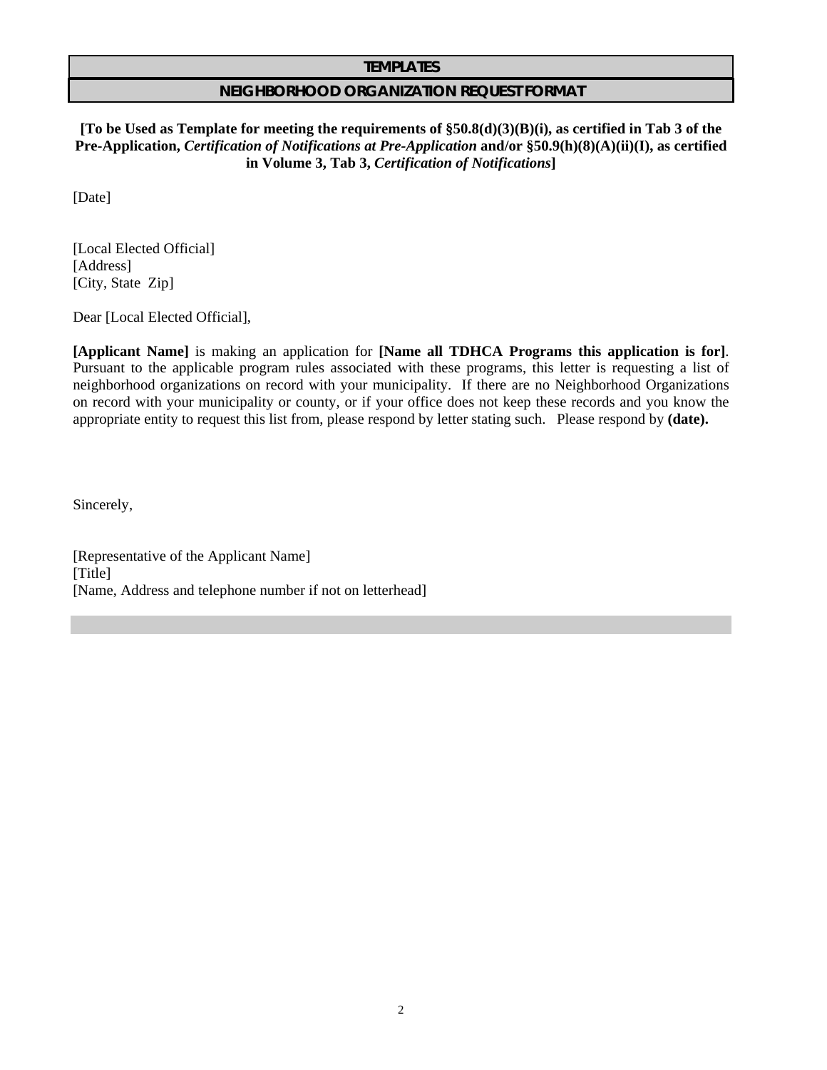## TEMPLATES

## NEIGHBORHOOD ORGANIZATION REQUEST FORMAT

**[To be Used as Template for meeting the requirements of §50.8(d)(3)(B)(i), as certified in Tab 3 of the Pre-Application, *Certification of Notifications at Pre-Application* and/or §50.9(h)(8)(A)(ii)(I), as certified in Volume 3, Tab 3, *Certification of Notifications*]**

[Date]

[Local Elected Official]
[Address]
[City, State  Zip]

Dear [Local Elected Official],

**[Applicant Name]** is making an application for **[Name all TDHCA Programs this application is for]**. Pursuant to the applicable program rules associated with these programs, this letter is requesting a list of neighborhood organizations on record with your municipality. If there are no Neighborhood Organizations on record with your municipality or county, or if your office does not keep these records and you know the appropriate entity to request this list from, please respond by letter stating such. Please respond by **(date).**

Sincerely,

[Representative of the Applicant Name]
[Title]
[Name, Address and telephone number if not on letterhead]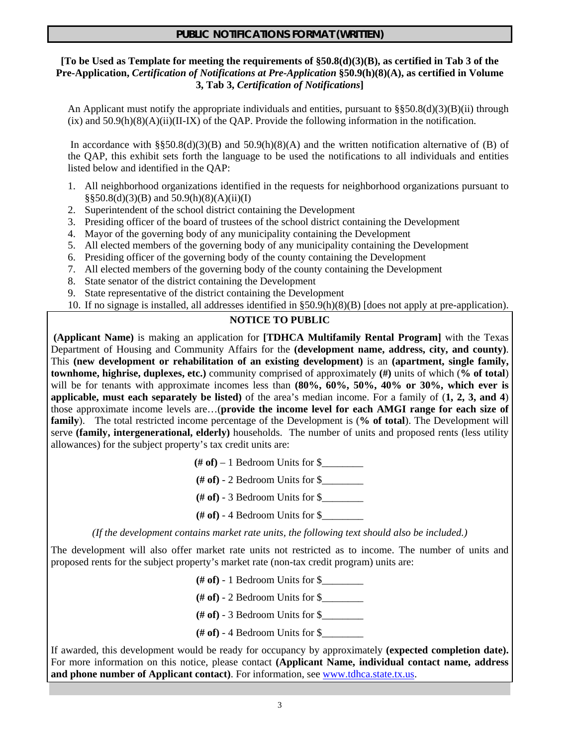## PUBLIC NOTIFICATIONS FORMAT (WRITTEN)

**[To be Used as Template for meeting the requirements of §50.8(d)(3)(B), as certified in Tab 3 of the Pre-Application, *Certification of Notifications at Pre-Application* §50.9(h)(8)(A), as certified in Volume 3, Tab 3, *Certification of Notifications*]**

An Applicant must notify the appropriate individuals and entities, pursuant to §§50.8(d)(3)(B)(ii) through (ix) and 50.9(h)(8)(A)(ii)(II-IX) of the QAP. Provide the following information in the notification.

In accordance with §§50.8(d)(3)(B) and 50.9(h)(8)(A) and the written notification alternative of (B) of the QAP, this exhibit sets forth the language to be used the notifications to all individuals and entities listed below and identified in the QAP:

1. All neighborhood organizations identified in the requests for neighborhood organizations pursuant to §§50.8(d)(3)(B) and 50.9(h)(8)(A)(ii)(I)
2. Superintendent of the school district containing the Development
3. Presiding officer of the board of trustees of the school district containing the Development
4. Mayor of the governing body of any municipality containing the Development
5. All elected members of the governing body of any municipality containing the Development
6. Presiding officer of the governing body of the county containing the Development
7. All elected members of the governing body of the county containing the Development
8. State senator of the district containing the Development
9. State representative of the district containing the Development
10. If no signage is installed, all addresses identified in §50.9(h)(8)(B) [does not apply at pre-application).

### NOTICE TO PUBLIC

**(Applicant Name)** is making an application for **[TDHCA Multifamily Rental Program]** with the Texas Department of Housing and Community Affairs for the **(development name, address, city, and county)**. This **(new development or rehabilitation of an existing development)** is an **(apartment, single family, townhome, highrise, duplexes, etc.)** community comprised of approximately **(#)** units of which (**% of total**) will be for tenants with approximate incomes less than **(80%, 60%, 50%, 40% or 30%, which ever is applicable, must each separately be listed)** of the area's median income. For a family of (**1, 2, 3, and 4**) those approximate income levels are…(**provide the income level for each AMGI range for each size of family**). The total restricted income percentage of the Development is (**% of total**). The Development will serve **(family, intergenerational, elderly)** households. The number of units and proposed rents (less utility allowances) for the subject property's tax credit units are:

**(# of)** – 1 Bedroom Units for $________

**(# of)** - 2 Bedroom Units for $________

**(# of)** - 3 Bedroom Units for $________

**(# of)** - 4 Bedroom Units for $________

*(If the development contains market rate units, the following text should also be included.)*

The development will also offer market rate units not restricted as to income. The number of units and proposed rents for the subject property's market rate (non-tax credit program) units are:

**(# of)** - 1 Bedroom Units for $________

**(# of)** - 2 Bedroom Units for $________

**(# of)** - 3 Bedroom Units for $________

**(# of)** - 4 Bedroom Units for $________

If awarded, this development would be ready for occupancy by approximately **(expected completion date).** For more information on this notice, please contact **(Applicant Name, individual contact name, address and phone number of Applicant contact)**. For information, see www.tdhca.state.tx.us.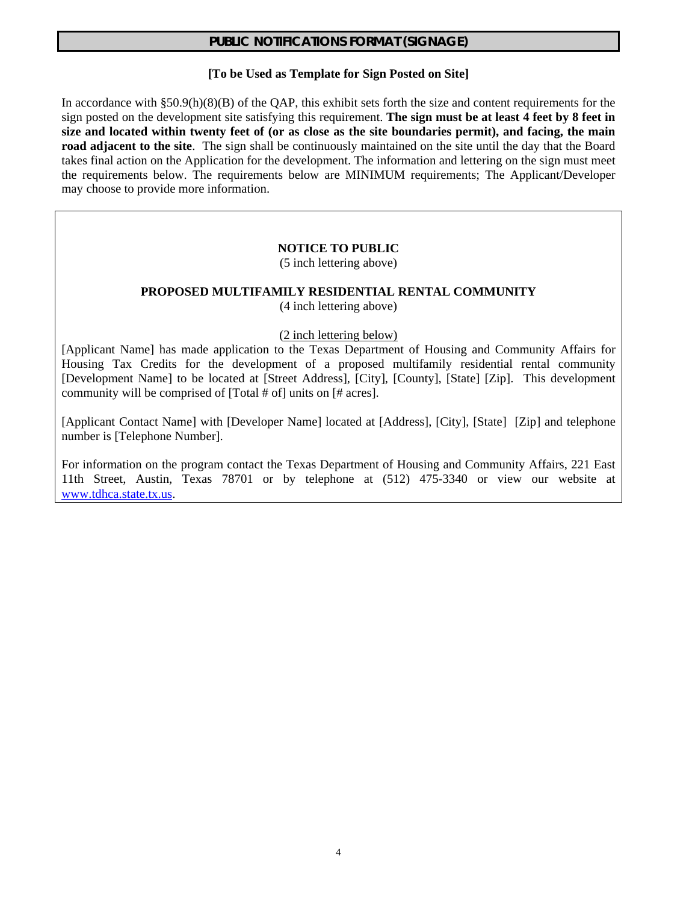## PUBLIC NOTIFICATIONS FORMAT (SIGNAGE)

**[To be Used as Template for Sign Posted on Site]**

In accordance with §50.9(h)(8)(B) of the QAP, this exhibit sets forth the size and content requirements for the sign posted on the development site satisfying this requirement. **The sign must be at least 4 feet by 8 feet in size and located within twenty feet of (or as close as the site boundaries permit), and facing, the main road adjacent to the site**. The sign shall be continuously maintained on the site until the day that the Board takes final action on the Application for the development. The information and lettering on the sign must meet the requirements below. The requirements below are MINIMUM requirements; The Applicant/Developer may choose to provide more information.

---

**NOTICE TO PUBLIC**

(5 inch lettering above)

**PROPOSED MULTIFAMILY RESIDENTIAL RENTAL COMMUNITY**

(4 inch lettering above)

<u>(2 inch lettering below)</u>

[Applicant Name] has made application to the Texas Department of Housing and Community Affairs for Housing Tax Credits for the development of a proposed multifamily residential rental community [Development Name] to be located at [Street Address], [City], [County], [State] [Zip]. This development community will be comprised of [Total # of] units on [# acres].

[Applicant Contact Name] with [Developer Name] located at [Address], [City], [State] [Zip] and telephone number is [Telephone Number].

For information on the program contact the Texas Department of Housing and Community Affairs, 221 East 11th Street, Austin, Texas 78701 or by telephone at (512) 475-3340 or view our website at www.tdhca.state.tx.us.

---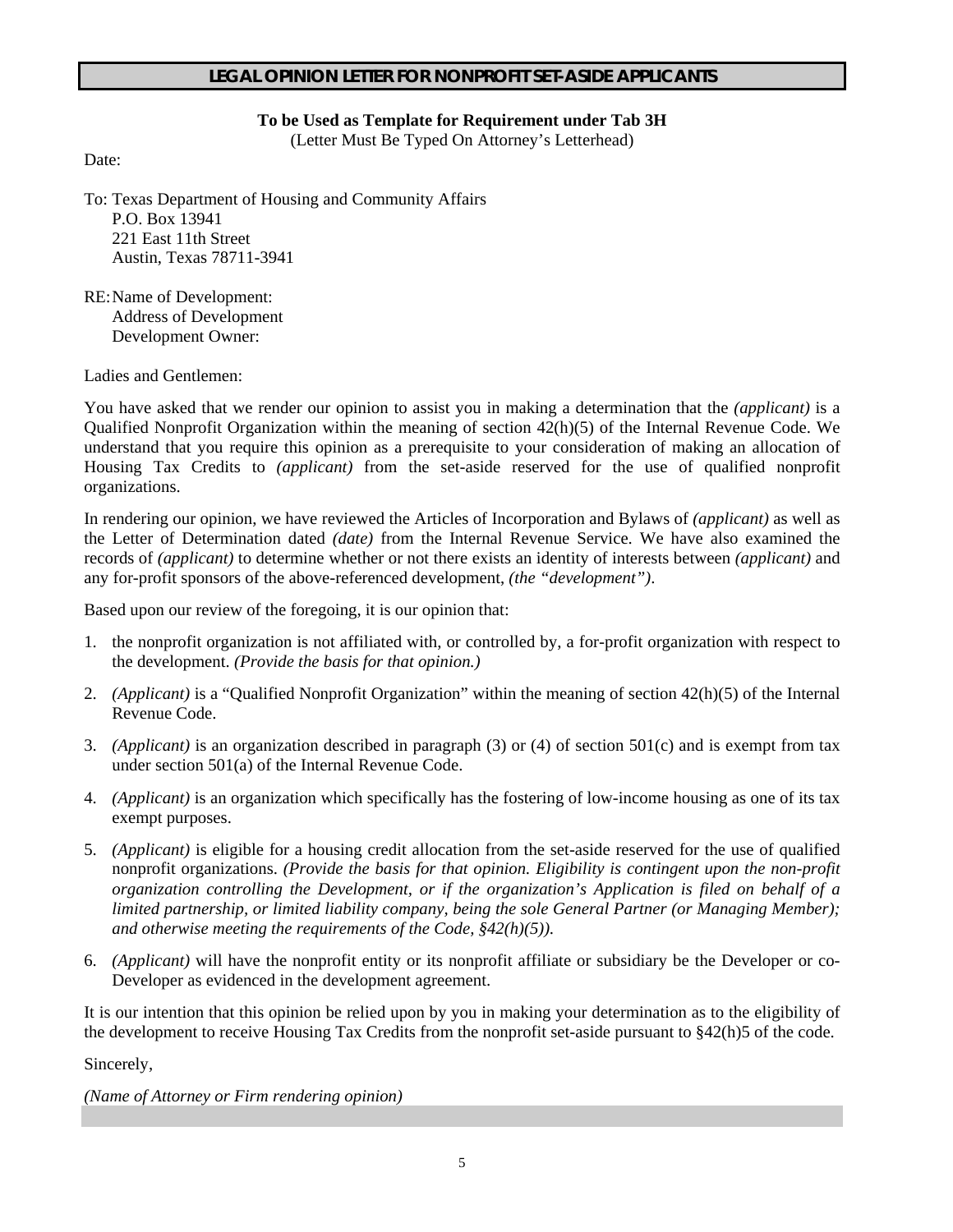## LEGAL OPINION LETTER FOR NONPROFIT SET-ASIDE APPLICANTS

**To be Used as Template for Requirement under Tab 3H**
(Letter Must Be Typed On Attorney's Letterhead)

Date:

To: Texas Department of Housing and Community Affairs
P.O. Box 13941
221 East 11th Street
Austin, Texas 78711-3941

RE: Name of Development:
Address of Development
Development Owner:

Ladies and Gentlemen:

You have asked that we render our opinion to assist you in making a determination that the *(applicant)* is a Qualified Nonprofit Organization within the meaning of section 42(h)(5) of the Internal Revenue Code. We understand that you require this opinion as a prerequisite to your consideration of making an allocation of Housing Tax Credits to *(applicant)* from the set-aside reserved for the use of qualified nonprofit organizations.

In rendering our opinion, we have reviewed the Articles of Incorporation and Bylaws of *(applicant)* as well as the Letter of Determination dated *(date)* from the Internal Revenue Service. We have also examined the records of *(applicant)* to determine whether or not there exists an identity of interests between *(applicant)* and any for-profit sponsors of the above-referenced development, *(the "development")*.

Based upon our review of the foregoing, it is our opinion that:

1. the nonprofit organization is not affiliated with, or controlled by, a for-profit organization with respect to the development. *(Provide the basis for that opinion.)*
2. *(Applicant)* is a "Qualified Nonprofit Organization" within the meaning of section 42(h)(5) of the Internal Revenue Code.
3. *(Applicant)* is an organization described in paragraph (3) or (4) of section 501(c) and is exempt from tax under section 501(a) of the Internal Revenue Code.
4. *(Applicant)* is an organization which specifically has the fostering of low-income housing as one of its tax exempt purposes.
5. *(Applicant)* is eligible for a housing credit allocation from the set-aside reserved for the use of qualified nonprofit organizations. *(Provide the basis for that opinion. Eligibility is contingent upon the non-profit organization controlling the Development, or if the organization's Application is filed on behalf of a limited partnership, or limited liability company, being the sole General Partner (or Managing Member); and otherwise meeting the requirements of the Code, §42(h)(5)).*
6. *(Applicant)* will have the nonprofit entity or its nonprofit affiliate or subsidiary be the Developer or co-Developer as evidenced in the development agreement.

It is our intention that this opinion be relied upon by you in making your determination as to the eligibility of the development to receive Housing Tax Credits from the nonprofit set-aside pursuant to §42(h)5 of the code.

Sincerely,

*(Name of Attorney or Firm rendering opinion)*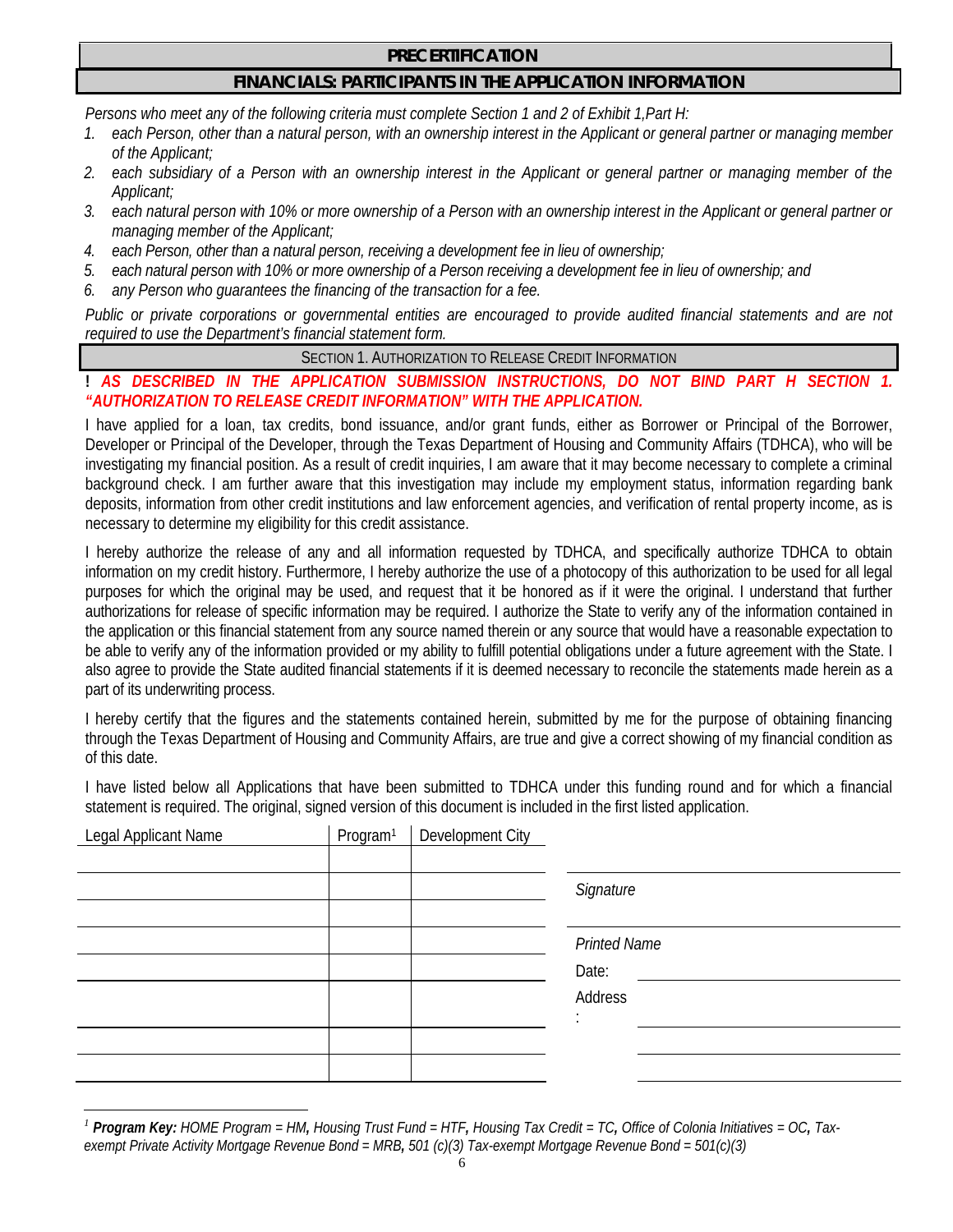## PRECERTIFICATION

## FINANCIALS: PARTICIPANTS IN THE APPLICATION INFORMATION

*Persons who meet any of the following criteria must complete Section 1 and 2 of Exhibit 1,Part H:*

1. *each Person, other than a natural person, with an ownership interest in the Applicant or general partner or managing member of the Applicant;*
2. *each subsidiary of a Person with an ownership interest in the Applicant or general partner or managing member of the Applicant;*
3. *each natural person with 10% or more ownership of a Person with an ownership interest in the Applicant or general partner or managing member of the Applicant;*
4. *each Person, other than a natural person, receiving a development fee in lieu of ownership;*
5. *each natural person with 10% or more ownership of a Person receiving a development fee in lieu of ownership; and*
6. *any Person who guarantees the financing of the transaction for a fee.*

*Public or private corporations or governmental entities are encouraged to provide audited financial statements and are not required to use the Department's financial statement form.*

### SECTION 1. AUTHORIZATION TO RELEASE CREDIT INFORMATION

**!** ***AS DESCRIBED IN THE APPLICATION SUBMISSION INSTRUCTIONS, DO NOT BIND PART H SECTION 1. "AUTHORIZATION TO RELEASE CREDIT INFORMATION" WITH THE APPLICATION.***

I have applied for a loan, tax credits, bond issuance, and/or grant funds, either as Borrower or Principal of the Borrower, Developer or Principal of the Developer, through the Texas Department of Housing and Community Affairs (TDHCA), who will be investigating my financial position. As a result of credit inquiries, I am aware that it may become necessary to complete a criminal background check. I am further aware that this investigation may include my employment status, information regarding bank deposits, information from other credit institutions and law enforcement agencies, and verification of rental property income, as is necessary to determine my eligibility for this credit assistance.

I hereby authorize the release of any and all information requested by TDHCA, and specifically authorize TDHCA to obtain information on my credit history. Furthermore, I hereby authorize the use of a photocopy of this authorization to be used for all legal purposes for which the original may be used, and request that it be honored as if it were the original. I understand that further authorizations for release of specific information may be required. I authorize the State to verify any of the information contained in the application or this financial statement from any source named therein or any source that would have a reasonable expectation to be able to verify any of the information provided or my ability to fulfill potential obligations under a future agreement with the State. I also agree to provide the State audited financial statements if it is deemed necessary to reconcile the statements made herein as a part of its underwriting process.

I hereby certify that the figures and the statements contained herein, submitted by me for the purpose of obtaining financing through the Texas Department of Housing and Community Affairs, are true and give a correct showing of my financial condition as of this date.

I have listed below all Applications that have been submitted to TDHCA under this funding round and for which a financial statement is required. The original, signed version of this document is included in the first listed application.

| Legal Applicant Name | Program[1] | Development City |
|---|---|---|
| | | |
| | | |
| | | |
| | | |
| | | |
| | | |
| | | |
| | | |

*Signature*: ______________________________

*Printed Name*: ______________________________

Date: ______________________________

Address: ______________________________

______________________________

______________________________

[1] ***Program Key:*** *HOME Program = HM,* *Housing Trust Fund = HTF,* *Housing Tax Credit = TC,* *Office of Colonia Initiatives = OC,* *Tax-exempt Private Activity Mortgage Revenue Bond = MRB,* *501 (c)(3) Tax-exempt Mortgage Revenue Bond = 501(c)(3)*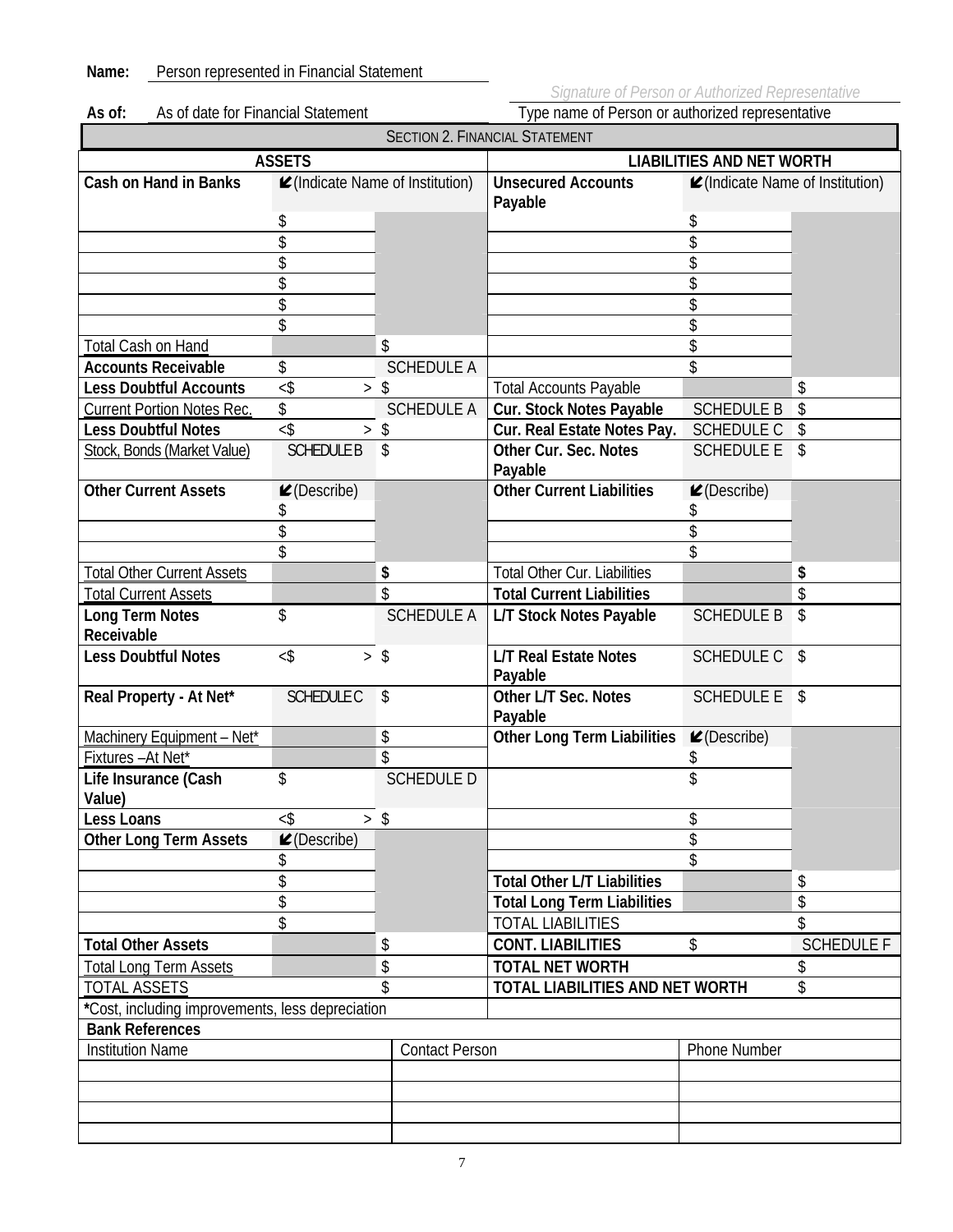**Name:** Person represented in Financial Statement

*Signature of Person or Authorized Representative*

**As of:** As of date for Financial Statement

Type name of Person or authorized representative

## SECTION 2. FINANCIAL STATEMENT

| ASSETS | | | LIABILITIES AND NET WORTH | | |
|---|---|---|---|---|---|
| **Cash on Hand in Banks** | ✔(Indicate Name of Institution) | | **Unsecured Accounts Payable** | ✔(Indicate Name of Institution) | |
| | $ | | | $ | |
| | $ | | | $ | |
| | $ | | | $ | |
| | $ | | | $ | |
| | $ | | | $ | |
| | $ | | | $ | |
| Total Cash on Hand | | $ | | $ | |
| **Accounts Receivable** | $ | SCHEDULE A | | $ | |
| **Less Doubtful Accounts** | <$ > | $ | Total Accounts Payable | | $ |
| Current Portion Notes Rec. | $ | SCHEDULE A | **Cur. Stock Notes Payable** | SCHEDULE B | $ |
| **Less Doubtful Notes** | <$ > | $ | **Cur. Real Estate Notes Pay.** | SCHEDULE C | $ |
| Stock, Bonds (Market Value) | SCHEDULE B | $ | **Other Cur. Sec. Notes Payable** | SCHEDULE E | $ |
| **Other Current Assets** | ✔(Describe) | | **Other Current Liabilities** | ✔(Describe) | |
| | $ | | | $ | |
| | $ | | | $ | |
| | $ | | | $ | |
| Total Other Current Assets | | **$** | Total Other Cur. Liabilities | | **$** |
| Total Current Assets | | $ | **Total Current Liabilities** | | $ |
| **Long Term Notes Receivable** | $ | SCHEDULE A | **L/T Stock Notes Payable** | SCHEDULE B | $ |
| **Less Doubtful Notes** | <$ > | $ | **L/T Real Estate Notes Payable** | SCHEDULE C | $ |
| **Real Property - At Net*** | SCHEDULE C | $ | **Other L/T Sec. Notes Payable** | SCHEDULE E | $ |
| Machinery Equipment – Net* | | $ | **Other Long Term Liabilities** | ✔(Describe) | |
| Fixtures –At Net* | | $ | | $ | |
| **Life Insurance (Cash Value)** | $ | SCHEDULE D | | $ | |
| **Less Loans** | <$ > | $ | | $ | |
| **Other Long Term Assets** | ✔(Describe) | | | $ | |
| | $ | | | $ | |
| | $ | | **Total Other L/T Liabilities** | | $ |
| | $ | | **Total Long Term Liabilities** | | $ |
| | $ | | TOTAL LIABILITIES | | $ |
| **Total Other Assets** | | $ | **CONT. LIABILITIES** | $ | SCHEDULE F |
| Total Long Term Assets | | $ | **TOTAL NET WORTH** | | $ |
| TOTAL ASSETS | | $ | **TOTAL LIABILITIES AND NET WORTH** | | $ |

***Cost, including improvements, less depreciation**

**Bank References**

| Institution Name | Contact Person | Phone Number |
|---|---|---|
| | | |
| | | |
| | | |
| | | |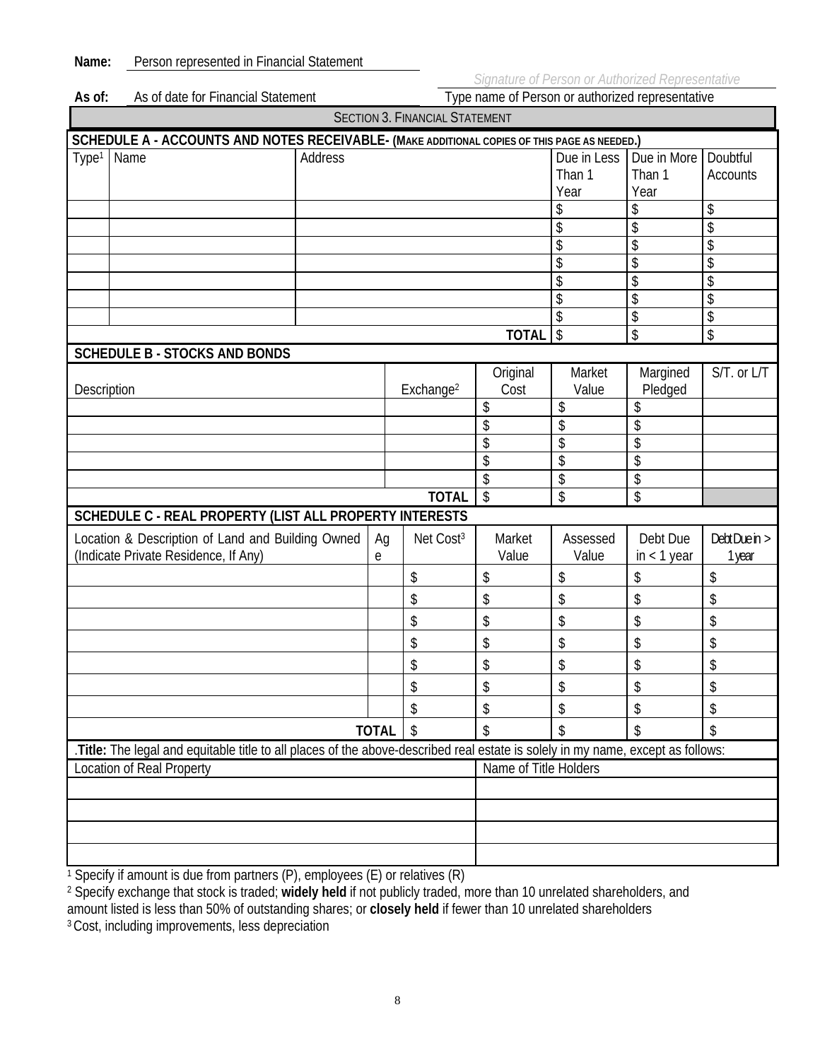**Name:** Person represented in Financial Statement

*Signature of Person or Authorized Representative*

**As of:** As of date for Financial Statement

Type name of Person or authorized representative

## SECTION 3. FINANCIAL STATEMENT

### SCHEDULE A - ACCOUNTS AND NOTES RECEIVABLE- (MAKE ADDITIONAL COPIES OF THIS PAGE AS NEEDED.)

| Type[1] | Name | Address | Due in Less Than 1 Year | Due in More Than 1 Year | Doubtful Accounts |
|---|---|---|---|---|---|
| | | | $ | $ | $ |
| | | | $ | $ | $ |
| | | | $ | $ | $ |
| | | | $ | $ | $ |
| | | | $ | $ | $ |
| | | | $ | $ | $ |
| | | | $ | $ | $ |
| | | **TOTAL** | $ | $ | $ |

### SCHEDULE B - STOCKS AND BONDS

| Description | Exchange[2] | Original Cost | Market Value | Margined Pledged | S/T. or L/T |
|---|---|---|---|---|---|
| | | $ | $ | $ | |
| | | $ | $ | $ | |
| | | $ | $ | $ | |
| | | $ | $ | $ | |
| | | $ | $ | $ | |
| | **TOTAL** | $ | $ | $ | |

### SCHEDULE C - REAL PROPERTY (LIST ALL PROPERTY INTERESTS

| Location & Description of Land and Building Owned (Indicate Private Residence, If Any) | Age | Net Cost[3] | Market Value | Assessed Value | Debt Due in < 1 year | Debt Due in > 1 year |
|---|---|---|---|---|---|---|
| | | $ | $ | $ | $ | $ |
| | | $ | $ | $ | $ | $ |
| | | $ | $ | $ | $ | $ |
| | | $ | $ | $ | $ | $ |
| | | $ | $ | $ | $ | $ |
| | | $ | $ | $ | $ | $ |
| | | $ | $ | $ | $ | $ |
| | **TOTAL** | $ | $ | $ | $ | $ |

.**Title:** The legal and equitable title to all places of the above-described real estate is solely in my name, except as follows:

| Location of Real Property | Name of Title Holders |
|---|---|
| | |
| | |
| | |
| | |

[1] Specify if amount is due from partners (P), employees (E) or relatives (R)

[2] Specify exchange that stock is traded; **widely held** if not publicly traded, more than 10 unrelated shareholders, and amount listed is less than 50% of outstanding shares; or **closely held** if fewer than 10 unrelated shareholders

[3] Cost, including improvements, less depreciation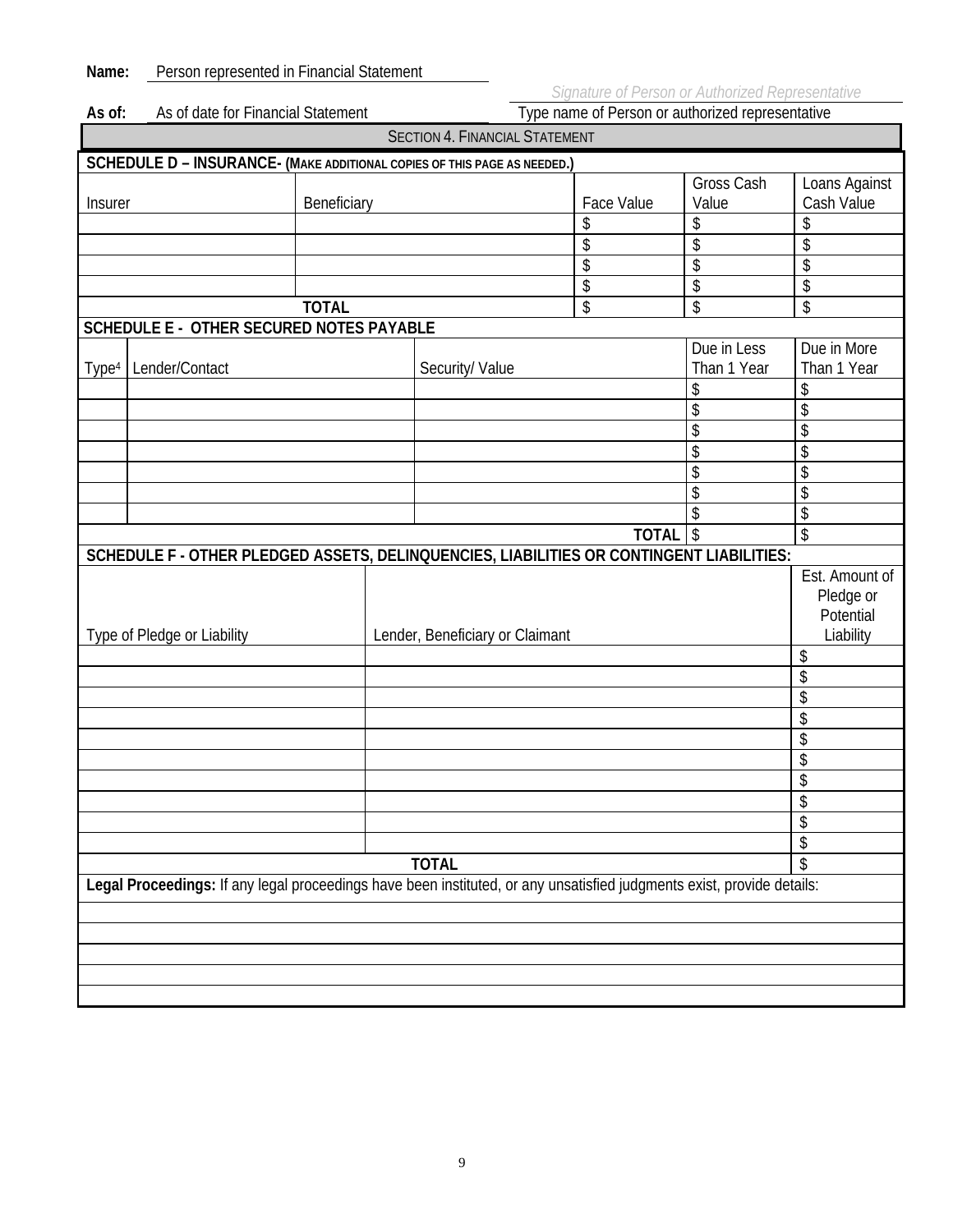**Name:** Person represented in Financial Statement

*Signature of Person or Authorized Representative*

**As of:** As of date for Financial Statement

Type name of Person or authorized representative

## Section 4. Financial Statement

### SCHEDULE D – INSURANCE- (Make additional copies of this page as needed.)

| Insurer | Beneficiary | Face Value | Gross Cash Value | Loans Against Cash Value |
|---|---|---|---|---|
| | | $ | $ | $ |
| | | $ | $ | $ |
| | | $ | $ | $ |
| | | $ | $ | $ |
| | **TOTAL** | $ | $ | $ |

### SCHEDULE E - OTHER SECURED NOTES PAYABLE

| Type[4] | Lender/Contact | Security/ Value | Due in Less Than 1 Year | Due in More Than 1 Year |
|---|---|---|---|---|
| | | | $ | $ |
| | | | $ | $ |
| | | | $ | $ |
| | | | $ | $ |
| | | | $ | $ |
| | | | $ | $ |
| | | | $ | $ |
| | | **TOTAL** | $ | $ |

### SCHEDULE F - OTHER PLEDGED ASSETS, DELINQUENCIES, LIABILITIES OR CONTINGENT LIABILITIES:

| Type of Pledge or Liability | Lender, Beneficiary or Claimant | Est. Amount of Pledge or Potential Liability |
|---|---|---|
| | | $ |
| | | $ |
| | | $ |
| | | $ |
| | | $ |
| | | $ |
| | | $ |
| | | $ |
| | | $ |
| | | $ |
| | **TOTAL** | $ |

**Legal Proceedings:** If any legal proceedings have been instituted, or any unsatisfied judgments exist, provide details: